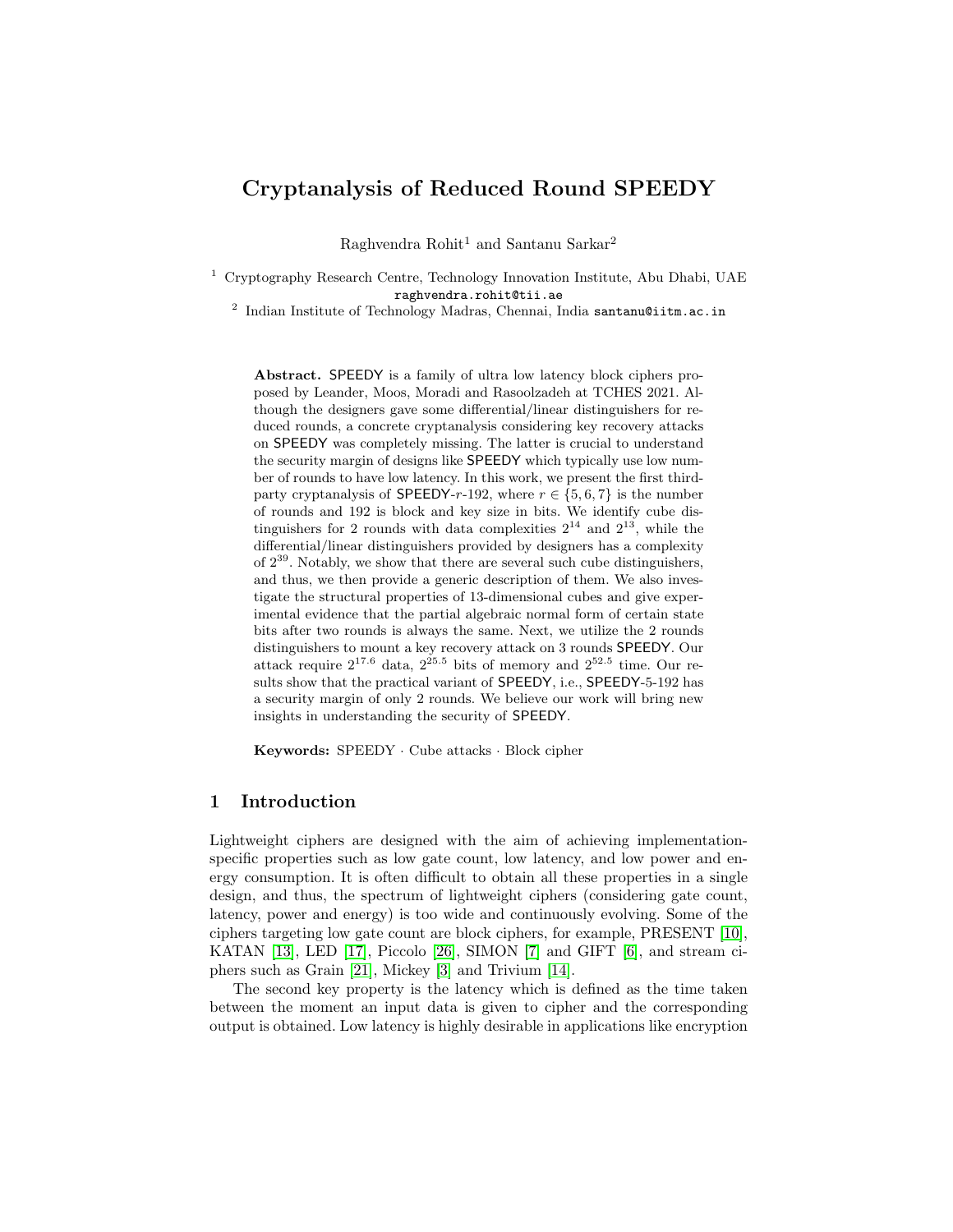# Cryptanalysis of Reduced Round SPEEDY

Raghvendra Rohit[1] and Santanu Sarkar[2]

[1] Cryptography Research Centre, Technology Innovation Institute, Abu Dhabi, UAE
raghvendra.rohit@tii.ae

[2] Indian Institute of Technology Madras, Chennai, India santanu@iitm.ac.in

**Abstract.** SPEEDY is a family of ultra low latency block ciphers proposed by Leander, Moos, Moradi and Rasoolzadeh at TCHES 2021. Although the designers gave some differential/linear distinguishers for reduced rounds, a concrete cryptanalysis considering key recovery attacks on SPEEDY was completely missing. The latter is crucial to understand the security margin of designs like SPEEDY which typically use low number of rounds to have low latency. In this work, we present the first third-party cryptanalysis of SPEEDY-$r$-192, where $r \in \{5, 6, 7\}$ is the number of rounds and 192 is block and key size in bits. We identify cube distinguishers for 2 rounds with data complexities $2^{14}$ and $2^{13}$, while the differential/linear distinguishers provided by designers has a complexity of $2^{39}$. Notably, we show that there are several such cube distinguishers, and thus, we then provide a generic description of them. We also investigate the structural properties of 13-dimensional cubes and give experimental evidence that the partial algebraic normal form of certain state bits after two rounds is always the same. Next, we utilize the 2 rounds distinguishers to mount a key recovery attack on 3 rounds SPEEDY. Our attack require $2^{17.6}$ data, $2^{25.5}$ bits of memory and $2^{52.5}$ time. Our results show that the practical variant of SPEEDY, i.e., SPEEDY-5-192 has a security margin of only 2 rounds. We believe our work will bring new insights in understanding the security of SPEEDY.

**Keywords:** SPEEDY · Cube attacks · Block cipher

## 1 Introduction

Lightweight ciphers are designed with the aim of achieving implementation-specific properties such as low gate count, low latency, and low power and energy consumption. It is often difficult to obtain all these properties in a single design, and thus, the spectrum of lightweight ciphers (considering gate count, latency, power and energy) is too wide and continuously evolving. Some of the ciphers targeting low gate count are block ciphers, for example, PRESENT [10], KATAN [13], LED [17], Piccolo [26], SIMON [7] and GIFT [6], and stream ciphers such as Grain [21], Mickey [3] and Trivium [14].

The second key property is the latency which is defined as the time taken between the moment an input data is given to cipher and the corresponding output is obtained. Low latency is highly desirable in applications like encryption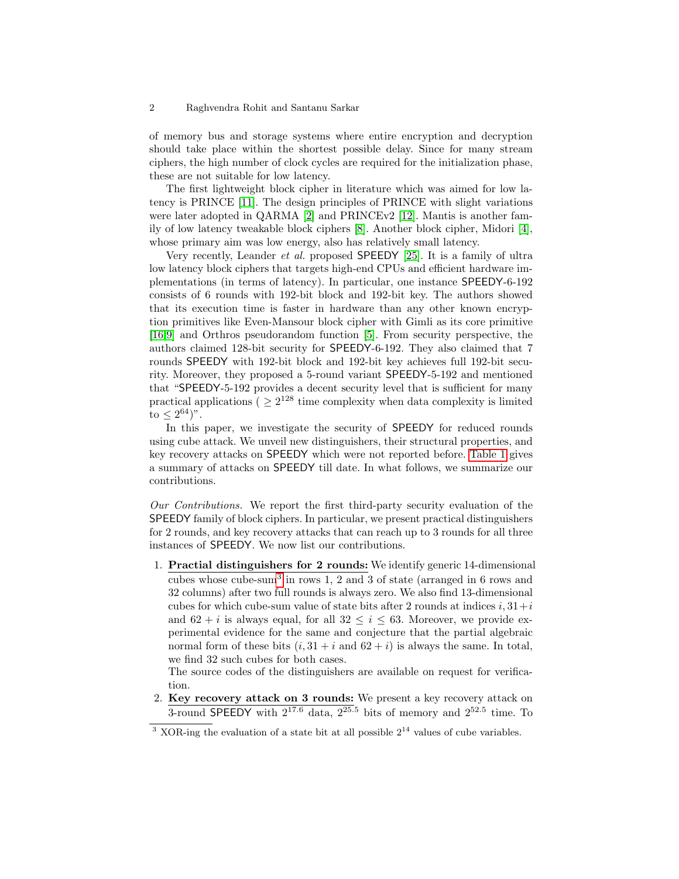of memory bus and storage systems where entire encryption and decryption should take place within the shortest possible delay. Since for many stream ciphers, the high number of clock cycles are required for the initialization phase, these are not suitable for low latency.

The first lightweight block cipher in literature which was aimed for low latency is PRINCE [11]. The design principles of PRINCE with slight variations were later adopted in QARMA [2] and PRINCEv2 [12]. Mantis is another family of low latency tweakable block ciphers [8]. Another block cipher, Midori [4], whose primary aim was low energy, also has relatively small latency.

Very recently, Leander *et al.* proposed SPEEDY [25]. It is a family of ultra low latency block ciphers that targets high-end CPUs and efficient hardware implementations (in terms of latency). In particular, one instance SPEEDY-6-192 consists of 6 rounds with 192-bit block and 192-bit key. The authors showed that its execution time is faster in hardware than any other known encryption primitives like Even-Mansour block cipher with Gimli as its core primitive [16,9] and Orthros pseudorandom function [5]. From security perspective, the authors claimed 128-bit security for SPEEDY-6-192. They also claimed that 7 rounds SPEEDY with 192-bit block and 192-bit key achieves full 192-bit security. Moreover, they proposed a 5-round variant SPEEDY-5-192 and mentioned that "SPEEDY-5-192 provides a decent security level that is sufficient for many practical applications ( $\geq 2^{128}$ time complexity when data complexity is limited to $\leq 2^{64}$)".

In this paper, we investigate the security of SPEEDY for reduced rounds using cube attack. We unveil new distinguishers, their structural properties, and key recovery attacks on SPEEDY which were not reported before. Table 1 gives a summary of attacks on SPEEDY till date. In what follows, we summarize our contributions.

*Our Contributions.* We report the first third-party security evaluation of the SPEEDY family of block ciphers. In particular, we present practical distinguishers for 2 rounds, and key recovery attacks that can reach up to 3 rounds for all three instances of SPEEDY. We now list our contributions.

1. **Practial distinguishers for 2 rounds:** We identify generic 14-dimensional cubes whose cube-sum[3] in rows 1, 2 and 3 of state (arranged in 6 rows and 32 columns) after two full rounds is always zero. We also find 13-dimensional cubes for which cube-sum value of state bits after 2 rounds at indices $i, 31+i$ and $62+i$ is always equal, for all $32 \leq i \leq 63$. Moreover, we provide experimental evidence for the same and conjecture that the partial algebraic normal form of these bits ($i, 31+i$ and $62+i$) is always the same. In total, we find 32 such cubes for both cases.
   The source codes of the distinguishers are available on request for verification.
2. **Key recovery attack on 3 rounds:** We present a key recovery attack on 3-round SPEEDY with $2^{17.6}$ data, $2^{25.5}$ bits of memory and $2^{52.5}$ time. To

[3] XOR-ing the evaluation of a state bit at all possible $2^{14}$ values of cube variables.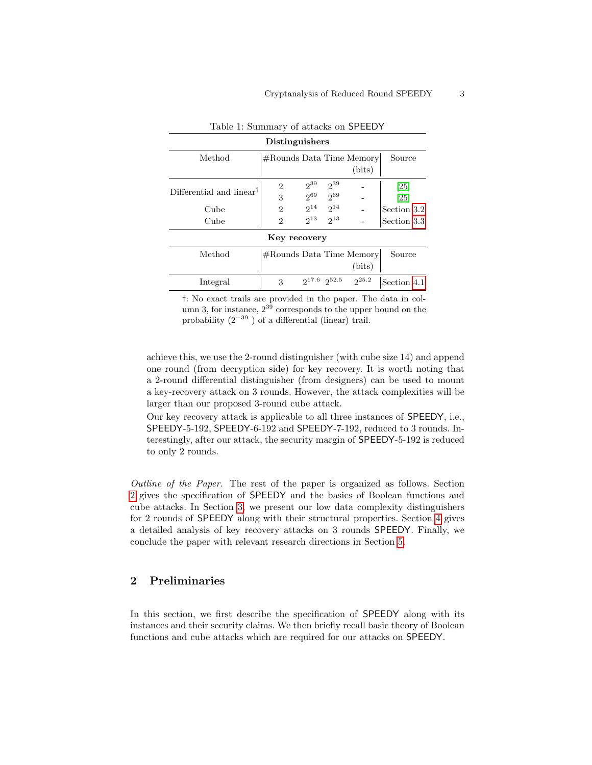Table 1: Summary of attacks on SPEEDY

| **Distinguishers** | | | | | |
|---|---|---|---|---|---|
| Method | #Rounds | Data | Time | Memory (bits) | Source |
| Differential and linear[†] | 2 | $2^{39}$ | $2^{39}$ | - | [25] |
| | 3 | $2^{69}$ | $2^{69}$ | - | [25] |
| Cube | 2 | $2^{14}$ | $2^{14}$ | - | Section 3.2 |
| Cube | 2 | $2^{13}$ | $2^{13}$ | - | Section 3.3 |
| **Key recovery** | | | | | |
| Method | #Rounds | Data | Time | Memory (bits) | Source |
| Integral | 3 | $2^{17.6}$ | $2^{52.5}$ | $2^{25.2}$ | Section 4.1 |

†: No exact trails are provided in the paper. The data in column 3, for instance, $2^{39}$ corresponds to the upper bound on the probability ($2^{-39}$ ) of a differential (linear) trail.

achieve this, we use the 2-round distinguisher (with cube size 14) and append one round (from decryption side) for key recovery. It is worth noting that a 2-round differential distinguisher (from designers) can be used to mount a key-recovery attack on 3 rounds. However, the attack complexities will be larger than our proposed 3-round cube attack.

Our key recovery attack is applicable to all three instances of SPEEDY, i.e., SPEEDY-5-192, SPEEDY-6-192 and SPEEDY-7-192, reduced to 3 rounds. Interestingly, after our attack, the security margin of SPEEDY-5-192 is reduced to only 2 rounds.

*Outline of the Paper.* The rest of the paper is organized as follows. Section 2 gives the specification of SPEEDY and the basics of Boolean functions and cube attacks. In Section 3, we present our low data complexity distinguishers for 2 rounds of SPEEDY along with their structural properties. Section 4 gives a detailed analysis of key recovery attacks on 3 rounds SPEEDY. Finally, we conclude the paper with relevant research directions in Section 5.

## 2 Preliminaries

In this section, we first describe the specification of SPEEDY along with its instances and their security claims. We then briefly recall basic theory of Boolean functions and cube attacks which are required for our attacks on SPEEDY.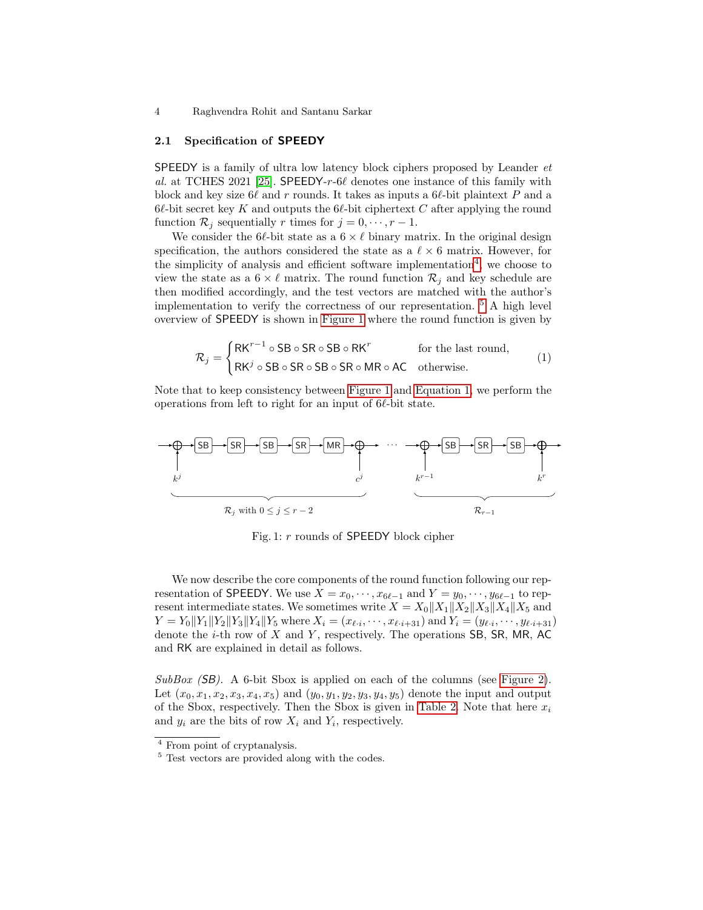### 2.1 Specification of SPEEDY

SPEEDY is a family of ultra low latency block ciphers proposed by Leander *et al.* at TCHES 2021 [25]. SPEEDY-$r$-$6\ell$ denotes one instance of this family with block and key size $6\ell$ and $r$ rounds. It takes as inputs a $6\ell$-bit plaintext $P$ and a $6\ell$-bit secret key $K$ and outputs the $6\ell$-bit ciphertext $C$ after applying the round function $\mathcal{R}_j$ sequentially $r$ times for $j = 0, \cdots, r-1$.

We consider the $6\ell$-bit state as a $6 \times \ell$ binary matrix. In the original design specification, the authors considered the state as a $\ell \times 6$ matrix. However, for the simplicity of analysis and efficient software implementation[4], we choose to view the state as a $6 \times \ell$ matrix. The round function $\mathcal{R}_j$ and key schedule are then modified accordingly, and the test vectors are matched with the author's implementation to verify the correctness of our representation. [5] A high level overview of SPEEDY is shown in Figure 1 where the round function is given by

$$\mathcal{R}_j = \begin{cases} \mathsf{RK}^{r-1} \circ \mathsf{SB} \circ \mathsf{SR} \circ \mathsf{SB} \circ \mathsf{RK}^{r} & \text{for the last round,} \\ \mathsf{RK}^{j} \circ \mathsf{SB} \circ \mathsf{SR} \circ \mathsf{SB} \circ \mathsf{SR} \circ \mathsf{MR} \circ \mathsf{AC} & \text{otherwise.} \end{cases} \tag{1}$$

Note that to keep consistency between Figure 1 and Equation 1, we perform the operations from left to right for an input of $6\ell$-bit state.

Fig. 1: $r$ rounds of SPEEDY block cipher

We now describe the core components of the round function following our representation of SPEEDY. We use $X = x_0, \cdots, x_{6\ell-1}$ and $Y = y_0, \cdots, y_{6\ell-1}$ to represent intermediate states. We sometimes write $X = X_0\|X_1\|X_2\|X_3\|X_4\|X_5$ and $Y = Y_0\|Y_1\|Y_2\|Y_3\|Y_4\|Y_5$ where $X_i = (x_{\ell \cdot i}, \cdots, x_{\ell \cdot i+31})$ and $Y_i = (y_{\ell \cdot i}, \cdots, y_{\ell \cdot i+31})$ denote the $i$-th row of $X$ and $Y$, respectively. The operations SB, SR, MR, AC and RK are explained in detail as follows.

*SubBox (SB).* A 6-bit Sbox is applied on each of the columns (see Figure 2). Let $(x_0, x_1, x_2, x_3, x_4, x_5)$ and $(y_0, y_1, y_2, y_3, y_4, y_5)$ denote the input and output of the Sbox, respectively. Then the Sbox is given in Table 2. Note that here $x_i$ and $y_i$ are the bits of row $X_i$ and $Y_i$, respectively.

---

[4] From point of cryptanalysis.

[5] Test vectors are provided along with the codes.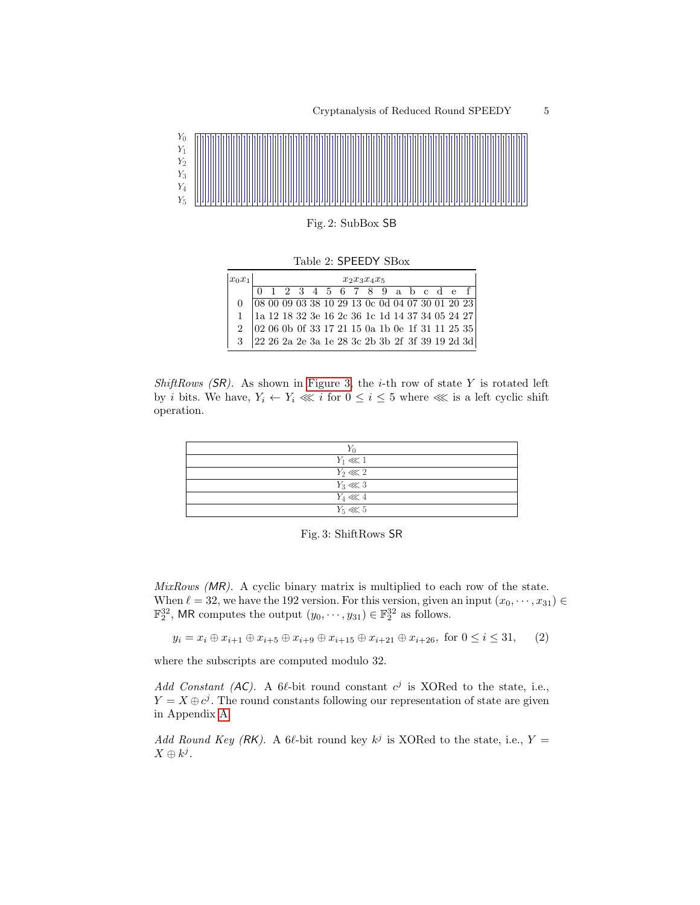$Y_0$
$Y_1$
$Y_2$
$Y_3$
$Y_4$
$Y_5$

Fig. 2: SubBox SB

Table 2: SPEEDY SBox

| $x_0x_1$ | $x_2x_3x_4x_5$ | | | | | | | | | | | | | | | |
|---|---|---|---|---|---|---|---|---|---|---|---|---|---|---|---|---|
| | 0 | 1 | 2 | 3 | 4 | 5 | 6 | 7 | 8 | 9 | a | b | c | d | e | f |
| 0 | 08 | 00 | 09 | 03 | 38 | 10 | 29 | 13 | 0c | 0d | 04 | 07 | 30 | 01 | 20 | 23 |
| 1 | 1a | 12 | 18 | 32 | 3e | 16 | 2c | 36 | 1c | 1d | 14 | 37 | 34 | 05 | 24 | 27 |
| 2 | 02 | 06 | 0b | 0f | 33 | 17 | 21 | 15 | 0a | 1b | 0e | 1f | 31 | 11 | 25 | 35 |
| 3 | 22 | 26 | 2a | 2e | 3a | 1e | 28 | 3c | 2b | 3b | 2f | 3f | 39 | 19 | 2d | 3d |

*ShiftRows (SR).* As shown in Figure 3, the $i$-th row of state $Y$ is rotated left by $i$ bits. We have, $Y_i \leftarrow Y_i \lll i$ for $0 \leq i \leq 5$ where $\lll$ is a left cyclic shift operation.

| $Y_0$ |
|---|
| $Y_1 \lll 1$ |
| $Y_2 \lll 2$ |
| $Y_3 \lll 3$ |
| $Y_4 \lll 4$ |
| $Y_5 \lll 5$ |

Fig. 3: ShiftRows SR

*MixRows (MR).* A cyclic binary matrix is multiplied to each row of the state. When $\ell = 32$, we have the 192 version. For this version, given an input $(x_0, \cdots, x_{31}) \in \mathbb{F}_2^{32}$, MR computes the output $(y_0, \cdots, y_{31}) \in \mathbb{F}_2^{32}$ as follows.

$$y_i = x_i \oplus x_{i+1} \oplus x_{i+5} \oplus x_{i+9} \oplus x_{i+15} \oplus x_{i+21} \oplus x_{i+26}, \text{ for } 0 \leq i \leq 31, \quad (2)$$

where the subscripts are computed modulo 32.

*Add Constant (AC).* A $6\ell$-bit round constant $c^j$ is XORed to the state, i.e., $Y = X \oplus c^j$. The round constants following our representation of state are given in Appendix A.

*Add Round Key (RK).* A $6\ell$-bit round key $k^j$ is XORed to the state, i.e., $Y = X \oplus k^j$.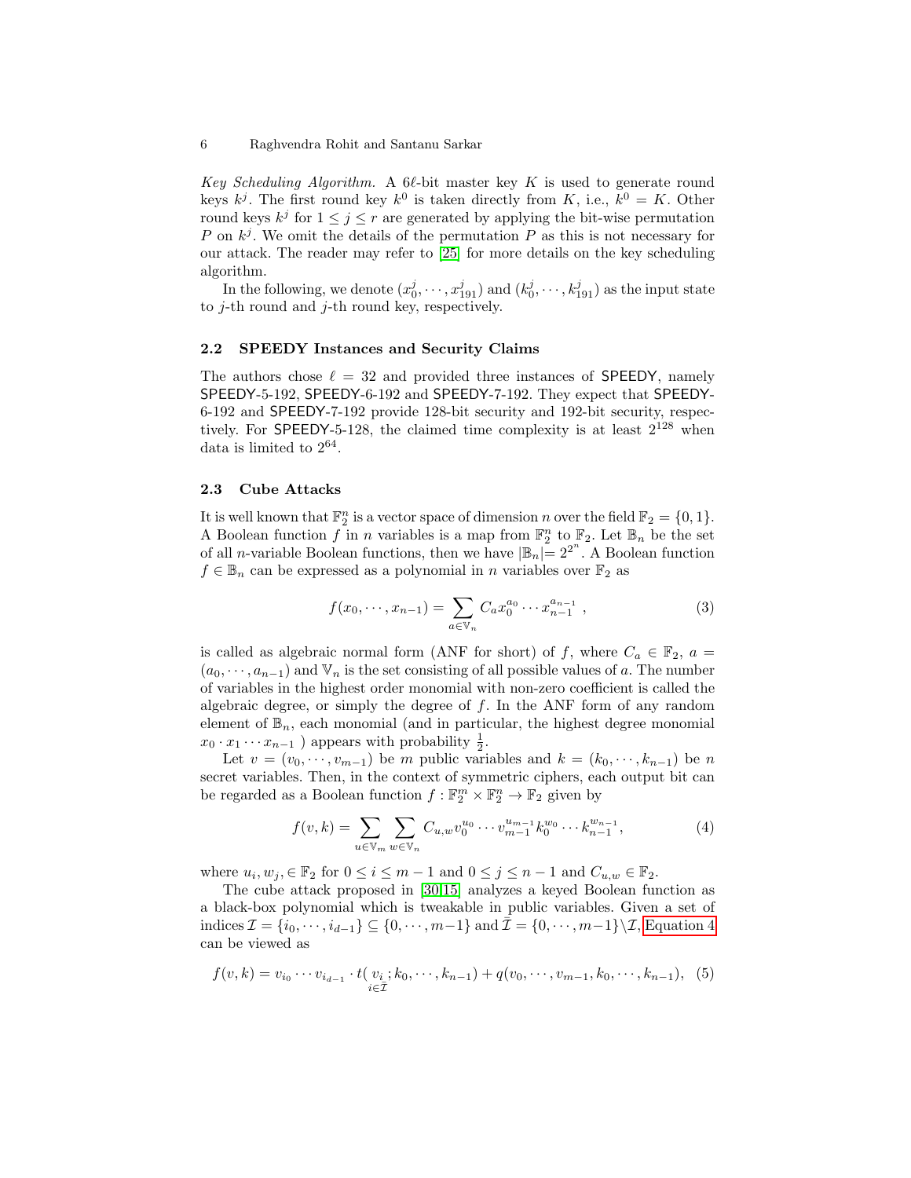*Key Scheduling Algorithm.* A $6\ell$-bit master key $K$ is used to generate round keys $k^j$. The first round key $k^0$ is taken directly from $K$, i.e., $k^0 = K$. Other round keys $k^j$ for $1 \leq j \leq r$ are generated by applying the bit-wise permutation $P$ on $k^j$. We omit the details of the permutation $P$ as this is not necessary for our attack. The reader may refer to [25] for more details on the key scheduling algorithm.

In the following, we denote $(x_0^j, \cdots, x_{191}^j)$ and $(k_0^j, \cdots, k_{191}^j)$ as the input state to $j$-th round and $j$-th round key, respectively.

### 2.2 SPEEDY Instances and Security Claims

The authors chose $\ell = 32$ and provided three instances of SPEEDY, namely SPEEDY-5-192, SPEEDY-6-192 and SPEEDY-7-192. They expect that SPEEDY-6-192 and SPEEDY-7-192 provide 128-bit security and 192-bit security, respectively. For SPEEDY-5-128, the claimed time complexity is at least $2^{128}$ when data is limited to $2^{64}$.

### 2.3 Cube Attacks

It is well known that $\mathbb{F}_2^n$ is a vector space of dimension $n$ over the field $\mathbb{F}_2 = \{0, 1\}$. A Boolean function $f$ in $n$ variables is a map from $\mathbb{F}_2^n$ to $\mathbb{F}_2$. Let $\mathbb{B}_n$ be the set of all $n$-variable Boolean functions, then we have $|\mathbb{B}_n| = 2^{2^n}$. A Boolean function $f \in \mathbb{B}_n$ can be expressed as a polynomial in $n$ variables over $\mathbb{F}_2$ as

$$f(x_0, \cdots, x_{n-1}) = \sum_{a \in \mathbb{V}_n} C_a x_0^{a_0} \cdots x_{n-1}^{a_{n-1}} \,, \tag{3}$$

is called as algebraic normal form (ANF for short) of $f$, where $C_a \in \mathbb{F}_2$, $a = (a_0, \cdots, a_{n-1})$ and $\mathbb{V}_n$ is the set consisting of all possible values of $a$. The number of variables in the highest order monomial with non-zero coefficient is called the algebraic degree, or simply the degree of $f$. In the ANF form of any random element of $\mathbb{B}_n$, each monomial (and in particular, the highest degree monomial $x_0 \cdot x_1 \cdots x_{n-1}$ ) appears with probability $\frac{1}{2}$.

Let $v = (v_0, \cdots, v_{m-1})$ be $m$ public variables and $k = (k_0, \cdots, k_{n-1})$ be $n$ secret variables. Then, in the context of symmetric ciphers, each output bit can be regarded as a Boolean function $f : \mathbb{F}_2^m \times \mathbb{F}_2^n \rightarrow \mathbb{F}_2$ given by

$$f(v, k) = \sum_{u \in \mathbb{V}_m} \sum_{w \in \mathbb{V}_n} C_{u,w} v_0^{u_0} \cdots v_{m-1}^{u_{m-1}} k_0^{w_0} \cdots k_{n-1}^{w_{n-1}}, \tag{4}$$

where $u_i, w_j, \in \mathbb{F}_2$ for $0 \leq i \leq m-1$ and $0 \leq j \leq n-1$ and $C_{u,w} \in \mathbb{F}_2$.

The cube attack proposed in [30,15] analyzes a keyed Boolean function as a black-box polynomial which is tweakable in public variables. Given a set of indices $\mathcal{I} = \{i_0, \cdots, i_{d-1}\} \subseteq \{0, \cdots, m-1\}$ and $\bar{\mathcal{I}} = \{0, \cdots, m-1\} \setminus \mathcal{I}$, Equation 4 can be viewed as

$$f(v, k) = v_{i_0} \cdots v_{i_{d-1}} \cdot t(\underset{i \in \bar{\mathcal{I}}}{v_i}; k_0, \cdots, k_{n-1}) + q(v_0, \cdots, v_{m-1}, k_0, \cdots, k_{n-1}), \tag{5}$$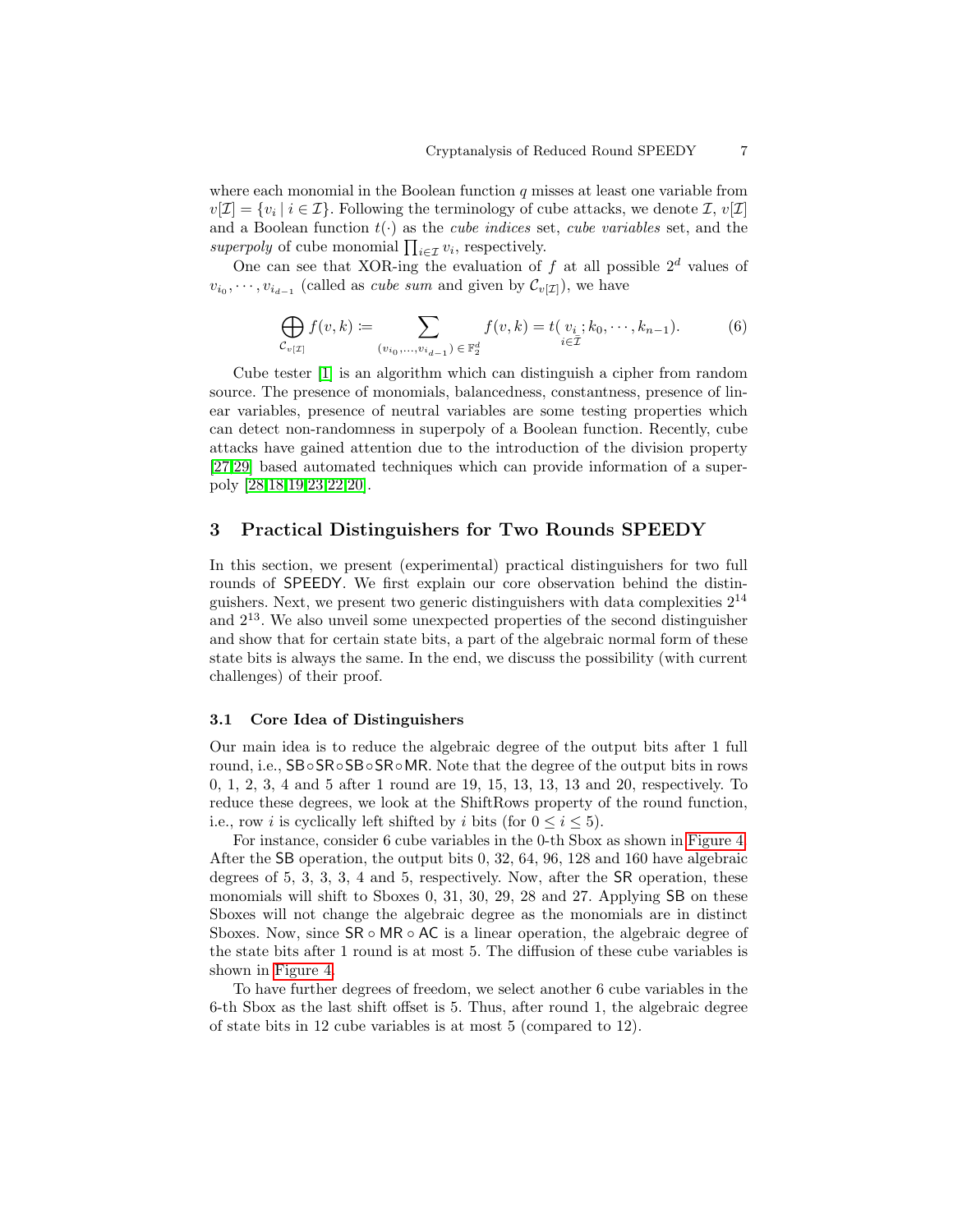where each monomial in the Boolean function $q$ misses at least one variable from $v[\mathcal{I}] = \{v_i \mid i \in \mathcal{I}\}$. Following the terminology of cube attacks, we denote $\mathcal{I}$, $v[\mathcal{I}]$ and a Boolean function $t(\cdot)$ as the *cube indices* set, *cube variables* set, and the *superpoly* of cube monomial $\prod_{i\in\mathcal{I}} v_i$, respectively.

One can see that XOR-ing the evaluation of $f$ at all possible $2^d$ values of $v_{i_0}, \cdots, v_{i_{d-1}}$ (called as *cube sum* and given by $\mathcal{C}_{v[\mathcal{I}]}$), we have

$$\bigoplus_{\mathcal{C}_{v[\mathcal{I}]}} f(v,k) \coloneqq \sum_{(v_{i_0},\ldots,v_{i_{d-1}}) \in \mathbb{F}_2^d} f(v,k) = t(\underset{i\in\bar{\mathcal{I}}}{v_i}; k_0, \cdots, k_{n-1}). \tag{6}$$

Cube tester [1] is an algorithm which can distinguish a cipher from random source. The presence of monomials, balancedness, constantness, presence of linear variables, presence of neutral variables are some testing properties which can detect non-randomness in superpoly of a Boolean function. Recently, cube attacks have gained attention due to the introduction of the division property [27,29] based automated techniques which can provide information of a superpoly [28,18,19,23,22,20].

## 3 Practical Distinguishers for Two Rounds SPEEDY

In this section, we present (experimental) practical distinguishers for two full rounds of SPEEDY. We first explain our core observation behind the distinguishers. Next, we present two generic distinguishers with data complexities $2^{14}$ and $2^{13}$. We also unveil some unexpected properties of the second distinguisher and show that for certain state bits, a part of the algebraic normal form of these state bits is always the same. In the end, we discuss the possibility (with current challenges) of their proof.

### 3.1 Core Idea of Distinguishers

Our main idea is to reduce the algebraic degree of the output bits after 1 full round, i.e., $\mathsf{SB}\circ\mathsf{SR}\circ\mathsf{SB}\circ\mathsf{SR}\circ\mathsf{MR}$. Note that the degree of the output bits in rows 0, 1, 2, 3, 4 and 5 after 1 round are 19, 15, 13, 13, 13 and 20, respectively. To reduce these degrees, we look at the ShiftRows property of the round function, i.e., row $i$ is cyclically left shifted by $i$ bits (for $0 \le i \le 5$).

For instance, consider 6 cube variables in the 0-th Sbox as shown in Figure 4. After the SB operation, the output bits 0, 32, 64, 96, 128 and 160 have algebraic degrees of 5, 3, 3, 3, 4 and 5, respectively. Now, after the SR operation, these monomials will shift to Sboxes 0, 31, 30, 29, 28 and 27. Applying SB on these Sboxes will not change the algebraic degree as the monomials are in distinct Sboxes. Now, since $\mathsf{SR}\circ\mathsf{MR}\circ\mathsf{AC}$ is a linear operation, the algebraic degree of the state bits after 1 round is at most 5. The diffusion of these cube variables is shown in Figure 4.

To have further degrees of freedom, we select another 6 cube variables in the 6-th Sbox as the last shift offset is 5. Thus, after round 1, the algebraic degree of state bits in 12 cube variables is at most 5 (compared to 12).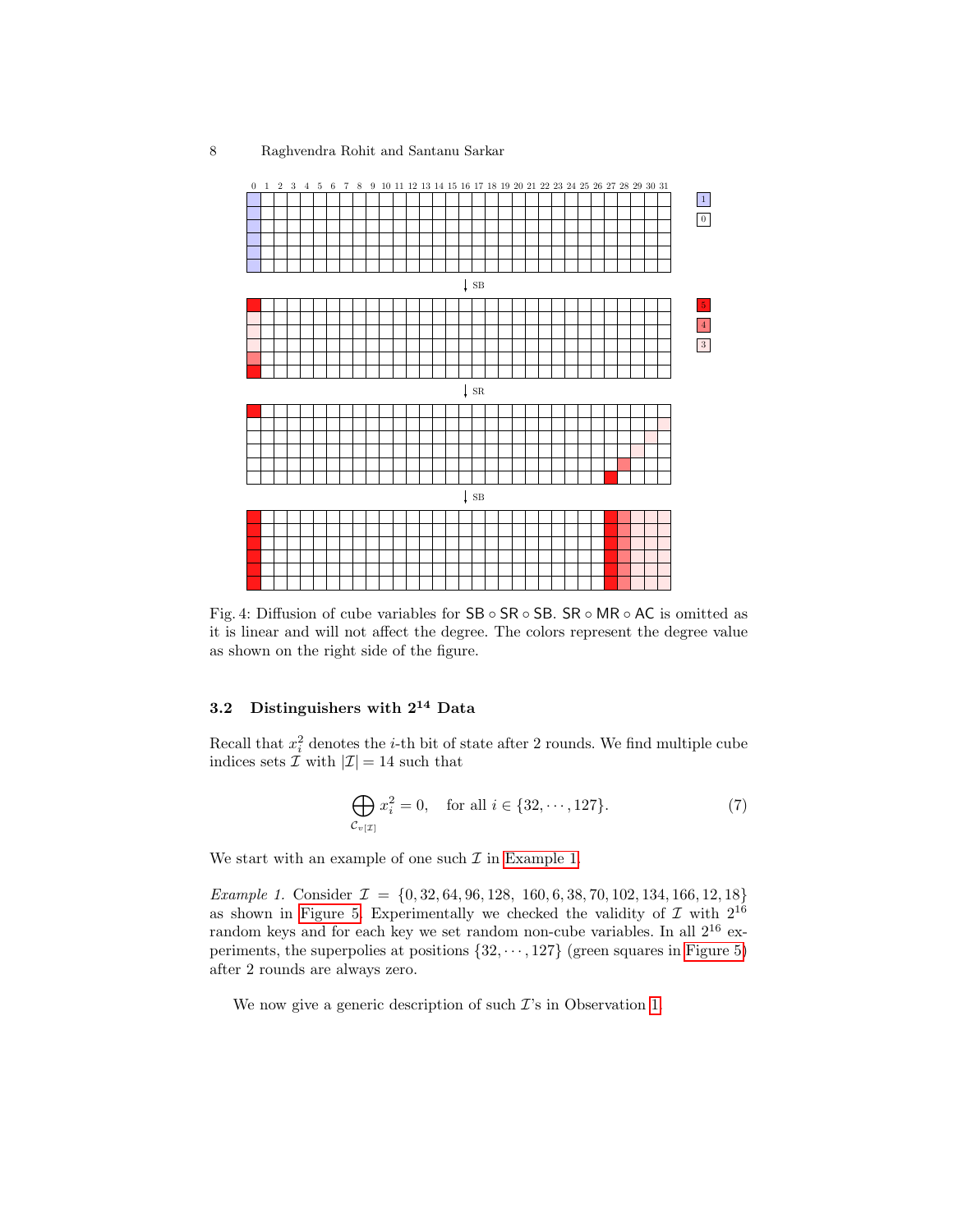Fig. 4: Diffusion of cube variables for $\mathsf{SB} \circ \mathsf{SR} \circ \mathsf{SB}$. $\mathsf{SR} \circ \mathsf{MR} \circ \mathsf{AC}$ is omitted as it is linear and will not affect the degree. The colors represent the degree value as shown on the right side of the figure.

### 3.2 Distinguishers with $2^{14}$ Data

Recall that $x_i^2$ denotes the $i$-th bit of state after 2 rounds. We find multiple cube indices sets $\mathcal{I}$ with $|\mathcal{I}| = 14$ such that

$$\bigoplus_{\mathcal{C}_{v[\mathcal{I}]}} x_i^2 = 0, \quad \text{for all } i \in \{32, \cdots, 127\}. \tag{7}$$

We start with an example of one such $\mathcal{I}$ in Example 1.

*Example 1.* Consider $\mathcal{I} = \{0, 32, 64, 96, 128, \ 160, 6, 38, 70, 102, 134, 166, 12, 18\}$ as shown in Figure 5. Experimentally we checked the validity of $\mathcal{I}$ with $2^{16}$ random keys and for each key we set random non-cube variables. In all $2^{16}$ experiments, the superpolies at positions $\{32, \cdots, 127\}$ (green squares in Figure 5) after 2 rounds are always zero.

We now give a generic description of such $\mathcal{I}$'s in Observation 1.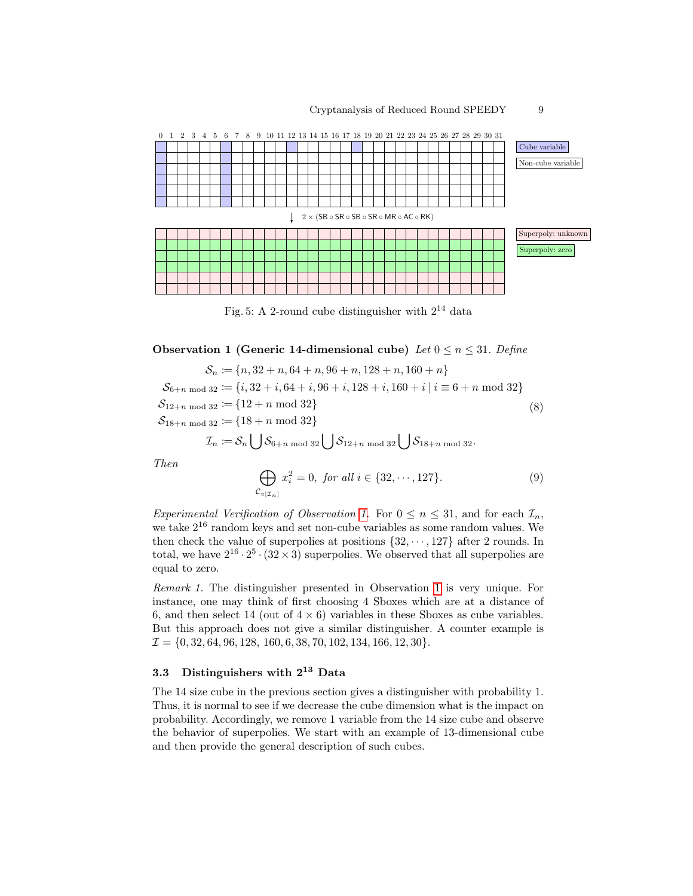Fig. 5: A 2-round cube distinguisher with $2^{14}$ data

**Observation 1 (Generic 14-dimensional cube)** *Let $0 \le n \le 31$. Define*

$$
\begin{aligned}
\mathcal{S}_n &:= \{n, 32+n, 64+n, 96+n, 128+n, 160+n\} \\
\mathcal{S}_{6+n \bmod 32} &:= \{i, 32+i, 64+i, 96+i, 128+i, 160+i \mid i \equiv 6+n \bmod 32\} \\
\mathcal{S}_{12+n \bmod 32} &:= \{12+n \bmod 32\} \\
\mathcal{S}_{18+n \bmod 32} &:= \{18+n \bmod 32\} \\
\mathcal{I}_n &:= \mathcal{S}_n \bigcup \mathcal{S}_{6+n \bmod 32} \bigcup \mathcal{S}_{12+n \bmod 32} \bigcup \mathcal{S}_{18+n \bmod 32}.
\end{aligned}
\tag{8}
$$

*Then*

$$
\bigoplus_{\mathcal{C}_{v[\mathcal{I}_n]}} x_i^2 = 0, \text{ for all } i \in \{32, \cdots, 127\}. \tag{9}
$$

*Experimental Verification of Observation 1.* For $0 \le n \le 31$, and for each $\mathcal{I}_n$, we take $2^{16}$ random keys and set non-cube variables as some random values. We then check the value of superpolies at positions $\{32, \cdots, 127\}$ after 2 rounds. In total, we have $2^{16} \cdot 2^5 \cdot (32 \times 3)$ superpolies. We observed that all superpolies are equal to zero.

*Remark 1.* The distinguisher presented in Observation 1 is very unique. For instance, one may think of first choosing 4 Sboxes which are at a distance of 6, and then select 14 (out of $4 \times 6$) variables in these Sboxes as cube variables. But this approach does not give a similar distinguisher. A counter example is $\mathcal{I} = \{0, 32, 64, 96, 128, 160, 6, 38, 70, 102, 134, 166, 12, 30\}$.

### 3.3 Distinguishers with $2^{13}$ Data

The 14 size cube in the previous section gives a distinguisher with probability 1. Thus, it is normal to see if we decrease the cube dimension what is the impact on probability. Accordingly, we remove 1 variable from the 14 size cube and observe the behavior of superpolies. We start with an example of 13-dimensional cube and then provide the general description of such cubes.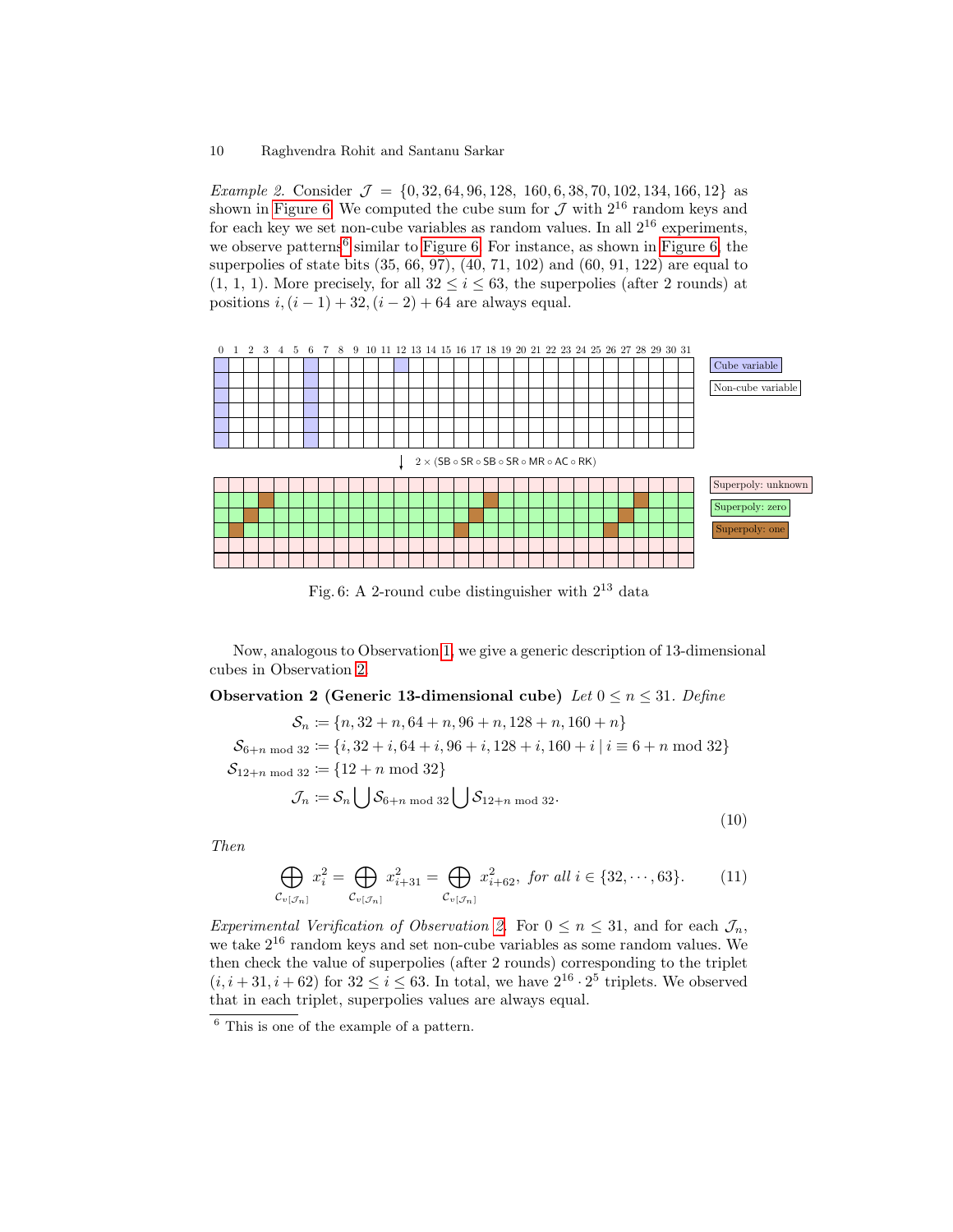*Example 2.* Consider $\mathcal{J} = \{0, 32, 64, 96, 128, 160, 6, 38, 70, 102, 134, 166, 12\}$ as shown in Figure 6. We computed the cube sum for $\mathcal{J}$ with $2^{16}$ random keys and for each key we set non-cube variables as random values. In all $2^{16}$ experiments, we observe patterns[6] similar to Figure 6. For instance, as shown in Figure 6, the superpolies of state bits (35, 66, 97), (40, 71, 102) and (60, 91, 122) are equal to (1, 1, 1). More precisely, for all $32 \le i \le 63$, the superpolies (after 2 rounds) at positions $i, (i-1)+32, (i-2)+64$ are always equal.

Fig. 6: A 2-round cube distinguisher with $2^{13}$ data

Now, analogous to Observation 1, we give a generic description of 13-dimensional cubes in Observation 2.

**Observation 2 (Generic 13-dimensional cube)** *Let* $0 \le n \le 31$. *Define*

$$
\begin{aligned}
\mathcal{S}_n &:= \{n, 32+n, 64+n, 96+n, 128+n, 160+n\} \\
\mathcal{S}_{6+n \bmod 32} &:= \{i, 32+i, 64+i, 96+i, 128+i, 160+i \mid i \equiv 6+n \bmod 32\} \\
\mathcal{S}_{12+n \bmod 32} &:= \{12+n \bmod 32\} \\
\mathcal{J}_n &:= \mathcal{S}_n \bigcup \mathcal{S}_{6+n \bmod 32} \bigcup \mathcal{S}_{12+n \bmod 32}.
\end{aligned}
\tag{10}
$$

*Then*

$$
\bigoplus_{\mathcal{C}_{v[\mathcal{J}_n]}} x_i^2 = \bigoplus_{\mathcal{C}_{v[\mathcal{J}_n]}} x_{i+31}^2 = \bigoplus_{\mathcal{C}_{v[\mathcal{J}_n]}} x_{i+62}^2, \text{ for all } i \in \{32, \cdots, 63\}. \tag{11}
$$

*Experimental Verification of Observation 2.* For $0 \le n \le 31$, and for each $\mathcal{J}_n$, we take $2^{16}$ random keys and set non-cube variables as some random values. We then check the value of superpolies (after 2 rounds) corresponding to the triplet $(i, i+31, i+62)$ for $32 \le i \le 63$. In total, we have $2^{16} \cdot 2^5$ triplets. We observed that in each triplet, superpolies values are always equal.

[6] This is one of the example of a pattern.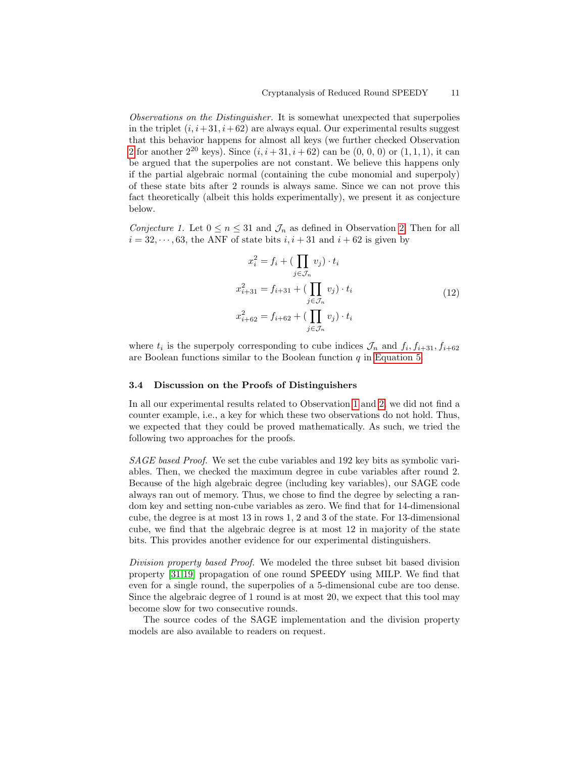*Observations on the Distinguisher.* It is somewhat unexpected that superpolies in the triplet $(i, i+31, i+62)$ are always equal. Our experimental results suggest that this behavior happens for almost all keys (we further checked Observation 2 for another $2^{20}$ keys). Since $(i, i+31, i+62)$ can be $(0, 0, 0)$ or $(1, 1, 1)$, it can be argued that the superpolies are not constant. We believe this happens only if the partial algebraic normal (containing the cube monomial and superpoly) of these state bits after 2 rounds is always same. Since we can not prove this fact theoretically (albeit this holds experimentally), we present it as conjecture below.

*Conjecture 1.* Let $0 \leq n \leq 31$ and $\mathcal{J}_n$ as defined in Observation 2. Then for all $i = 32, \cdots, 63$, the ANF of state bits $i, i+31$ and $i+62$ is given by

$$
\begin{aligned}
x_i^2 &= f_i + (\prod_{j \in \mathcal{J}_n} v_j) \cdot t_i \\
x_{i+31}^2 &= f_{i+31} + (\prod_{j \in \mathcal{J}_n} v_j) \cdot t_i \\
x_{i+62}^2 &= f_{i+62} + (\prod_{j \in \mathcal{J}_n} v_j) \cdot t_i
\end{aligned}
\tag{12}
$$

where $t_i$ is the superpoly corresponding to cube indices $\mathcal{J}_n$ and $f_i, f_{i+31}, f_{i+62}$ are Boolean functions similar to the Boolean function $q$ in Equation 5.

### 3.4 Discussion on the Proofs of Distinguishers

In all our experimental results related to Observation 1 and 2, we did not find a counter example, i.e., a key for which these two observations do not hold. Thus, we expected that they could be proved mathematically. As such, we tried the following two approaches for the proofs.

*SAGE based Proof.* We set the cube variables and 192 key bits as symbolic variables. Then, we checked the maximum degree in cube variables after round 2. Because of the high algebraic degree (including key variables), our SAGE code always ran out of memory. Thus, we chose to find the degree by selecting a random key and setting non-cube variables as zero. We find that for 14-dimensional cube, the degree is at most 13 in rows 1, 2 and 3 of the state. For 13-dimensional cube, we find that the algebraic degree is at most 12 in majority of the state bits. This provides another evidence for our experimental distinguishers.

*Division property based Proof.* We modeled the three subset bit based division property [31,19] propagation of one round SPEEDY using MILP. We find that even for a single round, the superpolies of a 5-dimensional cube are too dense. Since the algebraic degree of 1 round is at most 20, we expect that this tool may become slow for two consecutive rounds.

The source codes of the SAGE implementation and the division property models are also available to readers on request.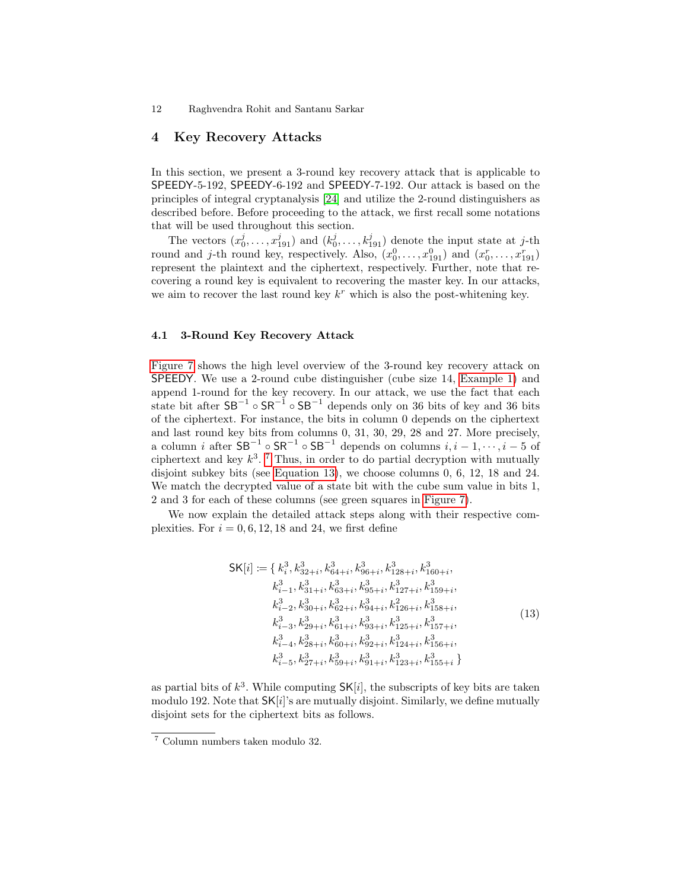## 4 Key Recovery Attacks

In this section, we present a 3-round key recovery attack that is applicable to SPEEDY-5-192, SPEEDY-6-192 and SPEEDY-7-192. Our attack is based on the principles of integral cryptanalysis [24] and utilize the 2-round distinguishers as described before. Before proceeding to the attack, we first recall some notations that will be used throughout this section.

The vectors $(x_0^j, \ldots, x_{191}^j)$ and $(k_0^j, \ldots, k_{191}^j)$ denote the input state at $j$-th round and $j$-th round key, respectively. Also, $(x_0^0, \ldots, x_{191}^0)$ and $(x_0^r, \ldots, x_{191}^r)$ represent the plaintext and the ciphertext, respectively. Further, note that recovering a round key is equivalent to recovering the master key. In our attacks, we aim to recover the last round key $k^r$ which is also the post-whitening key.

### 4.1 3-Round Key Recovery Attack

Figure 7 shows the high level overview of the 3-round key recovery attack on SPEEDY. We use a 2-round cube distinguisher (cube size 14, Example 1) and append 1-round for the key recovery. In our attack, we use the fact that each state bit after $\mathsf{SB}^{-1} \circ \mathsf{SR}^{-1} \circ \mathsf{SB}^{-1}$ depends only on 36 bits of key and 36 bits of the ciphertext. For instance, the bits in column 0 depends on the ciphertext and last round key bits from columns 0, 31, 30, 29, 28 and 27. More precisely, a column $i$ after $\mathsf{SB}^{-1} \circ \mathsf{SR}^{-1} \circ \mathsf{SB}^{-1}$ depends on columns $i, i-1, \cdots, i-5$ of ciphertext and key $k^3$. [7] Thus, in order to do partial decryption with mutually disjoint subkey bits (see Equation 13), we choose columns 0, 6, 12, 18 and 24. We match the decrypted value of a state bit with the cube sum value in bits 1, 2 and 3 for each of these columns (see green squares in Figure 7).

We now explain the detailed attack steps along with their respective complexities. For $i = 0, 6, 12, 18$ and 24, we first define

$$
\begin{aligned}
\mathsf{SK}[i] := \{\, & k^3_i, k^3_{32+i}, k^3_{64+i}, k^3_{96+i}, k^3_{128+i}, k^3_{160+i}, \\
& k^3_{i-1}, k^3_{31+i}, k^3_{63+i}, k^3_{95+i}, k^3_{127+i}, k^3_{159+i}, \\
& k^3_{i-2}, k^3_{30+i}, k^3_{62+i}, k^3_{94+i}, k^2_{126+i}, k^3_{158+i}, \\
& k^3_{i-3}, k^3_{29+i}, k^3_{61+i}, k^3_{93+i}, k^3_{125+i}, k^3_{157+i}, \\
& k^3_{i-4}, k^3_{28+i}, k^3_{60+i}, k^3_{92+i}, k^3_{124+i}, k^3_{156+i}, \\
& k^3_{i-5}, k^3_{27+i}, k^3_{59+i}, k^3_{91+i}, k^3_{123+i}, k^3_{155+i} \,\}
\end{aligned}
\tag{13}
$$

as partial bits of $k^3$. While computing $\mathsf{SK}[i]$, the subscripts of key bits are taken modulo 192. Note that $\mathsf{SK}[i]$'s are mutually disjoint. Similarly, we define mutually disjoint sets for the ciphertext bits as follows.

[7] Column numbers taken modulo 32.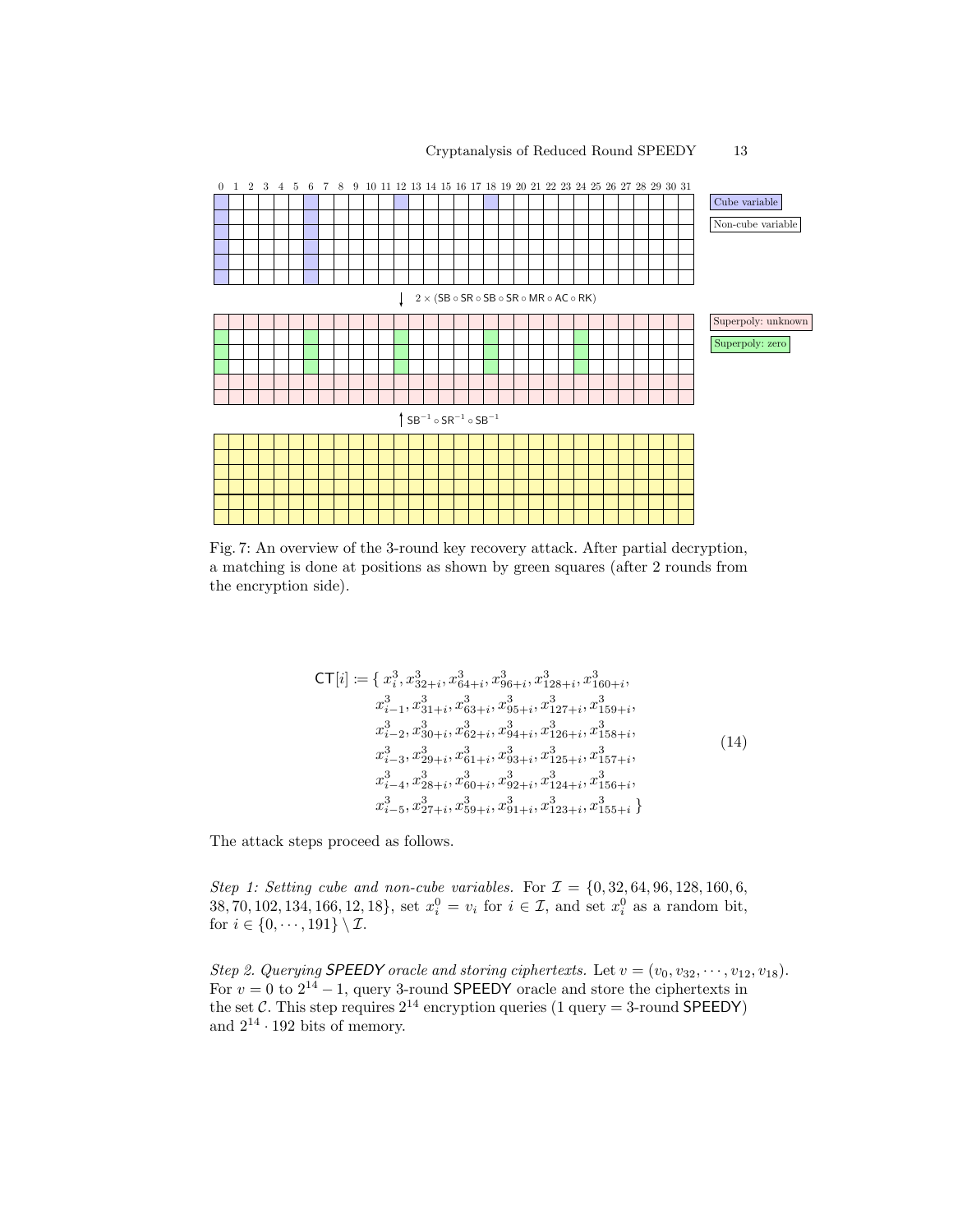Fig. 7: An overview of the 3-round key recovery attack. After partial decryption, a matching is done at positions as shown by green squares (after 2 rounds from the encryption side).

$$
\begin{aligned}
\mathsf{CT}[i] \coloneqq \{\, & x^3_i, x^3_{32+i}, x^3_{64+i}, x^3_{96+i}, x^3_{128+i}, x^3_{160+i}, \\
& x^3_{i-1}, x^3_{31+i}, x^3_{63+i}, x^3_{95+i}, x^3_{127+i}, x^3_{159+i}, \\
& x^3_{i-2}, x^3_{30+i}, x^3_{62+i}, x^3_{94+i}, x^3_{126+i}, x^3_{158+i}, \\
& x^3_{i-3}, x^3_{29+i}, x^3_{61+i}, x^3_{93+i}, x^3_{125+i}, x^3_{157+i}, \\
& x^3_{i-4}, x^3_{28+i}, x^3_{60+i}, x^3_{92+i}, x^3_{124+i}, x^3_{156+i}, \\
& x^3_{i-5}, x^3_{27+i}, x^3_{59+i}, x^3_{91+i}, x^3_{123+i}, x^3_{155+i} \,\}
\end{aligned} \tag{14}
$$

The attack steps proceed as follows.

*Step 1: Setting cube and non-cube variables.* For $\mathcal{I} = \{0, 32, 64, 96, 128, 160, 6, 38, 70, 102, 134, 166, 12, 18\}$, set $x^0_i = v_i$ for $i \in \mathcal{I}$, and set $x^0_i$ as a random bit, for $i \in \{0, \cdots, 191\} \setminus \mathcal{I}$.

*Step 2. Querying* *SPEEDY* *oracle and storing ciphertexts.* Let $v = (v_0, v_{32}, \cdots, v_{12}, v_{18})$. For $v = 0$ to $2^{14} - 1$, query 3-round SPEEDY oracle and store the ciphertexts in the set $\mathcal{C}$. This step requires $2^{14}$ encryption queries (1 query = 3-round SPEEDY) and $2^{14} \cdot 192$ bits of memory.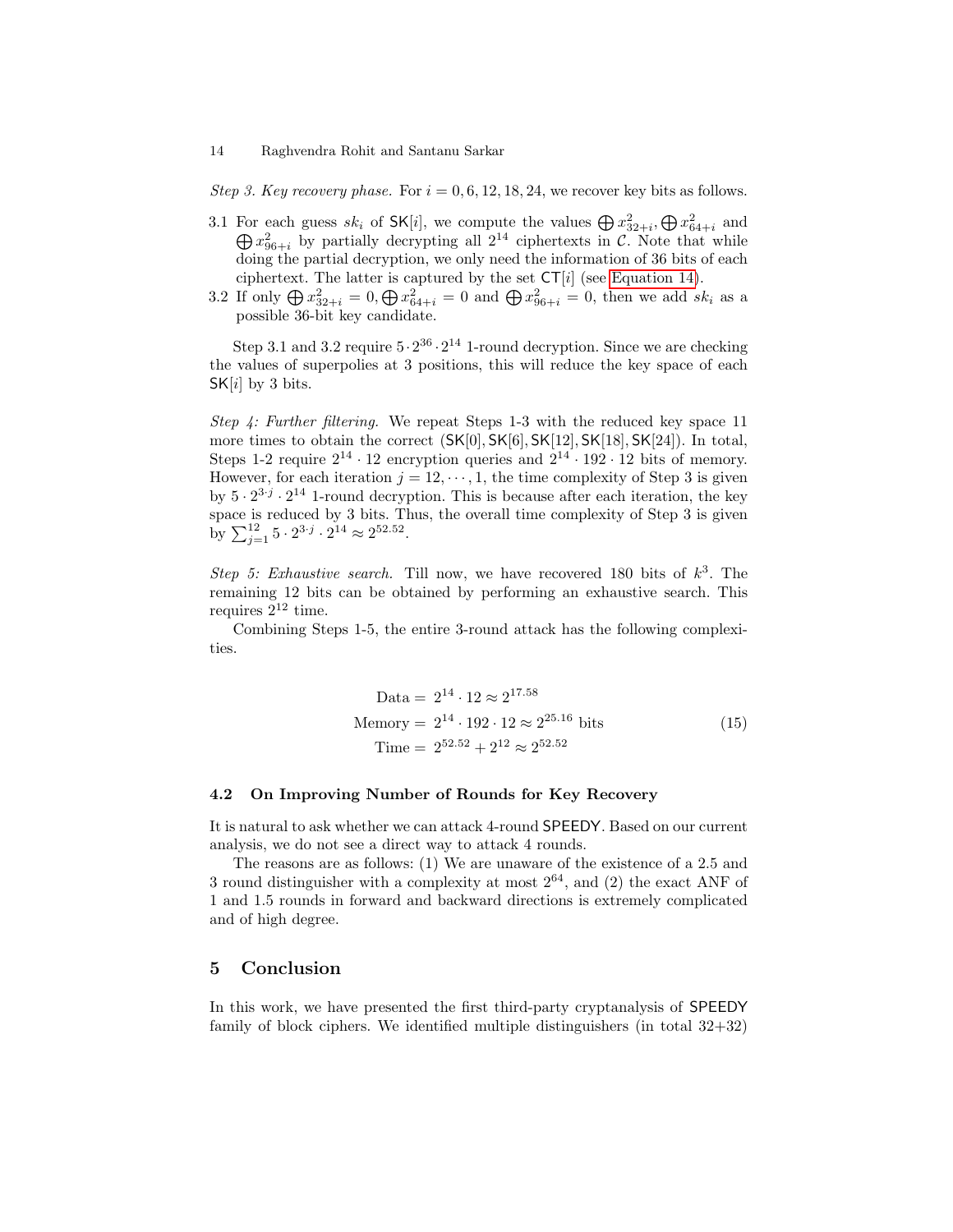*Step 3. Key recovery phase.* For $i = 0, 6, 12, 18, 24$, we recover key bits as follows.

3.1 For each guess $sk_i$ of $\mathsf{SK}[i]$, we compute the values $\bigoplus x^2_{32+i}, \bigoplus x^2_{64+i}$ and $\bigoplus x^2_{96+i}$ by partially decrypting all $2^{14}$ ciphertexts in $\mathcal{C}$. Note that while doing the partial decryption, we only need the information of 36 bits of each ciphertext. The latter is captured by the set $\mathsf{CT}[i]$ (see Equation 14).
3.2 If only $\bigoplus x^2_{32+i} = 0, \bigoplus x^2_{64+i} = 0$ and $\bigoplus x^2_{96+i} = 0$, then we add $sk_i$ as a possible 36-bit key candidate.

Step 3.1 and 3.2 require $5 \cdot 2^{36} \cdot 2^{14}$ 1-round decryption. Since we are checking the values of superpolies at 3 positions, this will reduce the key space of each $\mathsf{SK}[i]$ by 3 bits.

*Step 4: Further filtering.* We repeat Steps 1-3 with the reduced key space 11 more times to obtain the correct $(\mathsf{SK}[0], \mathsf{SK}[6], \mathsf{SK}[12], \mathsf{SK}[18], \mathsf{SK}[24])$. In total, Steps 1-2 require $2^{14} \cdot 12$ encryption queries and $2^{14} \cdot 192 \cdot 12$ bits of memory. However, for each iteration $j = 12, \cdots, 1$, the time complexity of Step 3 is given by $5 \cdot 2^{3 \cdot j} \cdot 2^{14}$ 1-round decryption. This is because after each iteration, the key space is reduced by 3 bits. Thus, the overall time complexity of Step 3 is given by $\sum_{j=1}^{12} 5 \cdot 2^{3 \cdot j} \cdot 2^{14} \approx 2^{52.52}$.

*Step 5: Exhaustive search.* Till now, we have recovered 180 bits of $k^3$. The remaining 12 bits can be obtained by performing an exhaustive search. This requires $2^{12}$ time.

Combining Steps 1-5, the entire 3-round attack has the following complexities.

$$
\begin{aligned}
\text{Data} &= 2^{14} \cdot 12 \approx 2^{17.58} \\
\text{Memory} &= 2^{14} \cdot 192 \cdot 12 \approx 2^{25.16} \text{ bits} \\
\text{Time} &= 2^{52.52} + 2^{12} \approx 2^{52.52}
\end{aligned}
\tag{15}
$$

### 4.2 On Improving Number of Rounds for Key Recovery

It is natural to ask whether we can attack 4-round SPEEDY. Based on our current analysis, we do not see a direct way to attack 4 rounds.

The reasons are as follows: (1) We are unaware of the existence of a 2.5 and 3 round distinguisher with a complexity at most $2^{64}$, and (2) the exact ANF of 1 and 1.5 rounds in forward and backward directions is extremely complicated and of high degree.

## 5 Conclusion

In this work, we have presented the first third-party cryptanalysis of SPEEDY family of block ciphers. We identified multiple distinguishers (in total 32+32)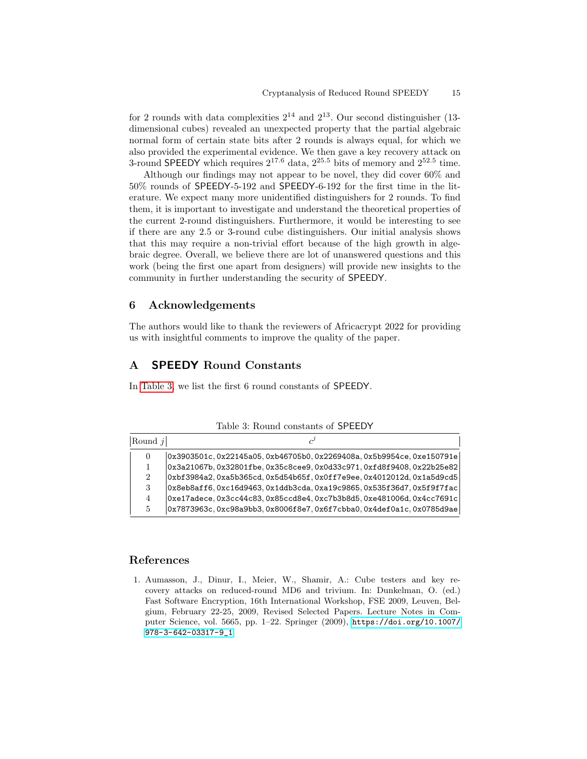for 2 rounds with data complexities $2^{14}$ and $2^{13}$. Our second distinguisher (13-dimensional cubes) revealed an unexpected property that the partial algebraic normal form of certain state bits after 2 rounds is always equal, for which we also provided the experimental evidence. We then gave a key recovery attack on 3-round SPEEDY which requires $2^{17.6}$ data, $2^{25.5}$ bits of memory and $2^{52.5}$ time.

Although our findings may not appear to be novel, they did cover 60% and 50% rounds of SPEEDY-5-192 and SPEEDY-6-192 for the first time in the literature. We expect many more unidentified distinguishers for 2 rounds. To find them, it is important to investigate and understand the theoretical properties of the current 2-round distinguishers. Furthermore, it would be interesting to see if there are any 2.5 or 3-round cube distinguishers. Our initial analysis shows that this may require a non-trivial effort because of the high growth in algebraic degree. Overall, we believe there are lot of unanswered questions and this work (being the first one apart from designers) will provide new insights to the community in further understanding the security of SPEEDY.

## 6 Acknowledgements

The authors would like to thank the reviewers of Africacrypt 2022 for providing us with insightful comments to improve the quality of the paper.

## A SPEEDY Round Constants

In Table 3, we list the first 6 round constants of SPEEDY.

Table 3: Round constants of SPEEDY

| Round $j$ | $c^j$ |
|---|---|
| 0 | 0x3903501c, 0x22145a05, 0xb46705b0, 0x2269408a, 0x5b9954ce, 0xe150791e |
| 1 | 0x3a21067b, 0x32801fbe, 0x35c8cee9, 0x0d33c971, 0xfd8f9408, 0x22b25e82 |
| 2 | 0xbf3984a2, 0xa5b365cd, 0x5d54b65f, 0x0ff7e9ee, 0x4012012d, 0x1a5d9cd5 |
| 3 | 0x8eb8aff6, 0xc16d9463, 0x1ddb3cda, 0xa19c9865, 0x535f36d7, 0x5f9f7fac |
| 4 | 0xe17adece, 0x3cc44c83, 0x85ccd8e4, 0xc7b3b8d5, 0xe481006d, 0x4cc7691c |
| 5 | 0x7873963c, 0xc98a9bb3, 0x8006f8e7, 0x6f7cbba0, 0x4def0a1c, 0x0785d9ae |

## References

1. Aumasson, J., Dinur, I., Meier, W., Shamir, A.: Cube testers and key recovery attacks on reduced-round MD6 and trivium. In: Dunkelman, O. (ed.) Fast Software Encryption, 16th International Workshop, FSE 2009, Leuven, Belgium, February 22-25, 2009, Revised Selected Papers. Lecture Notes in Computer Science, vol. 5665, pp. 1–22. Springer (2009), https://doi.org/10.1007/978-3-642-03317-9_1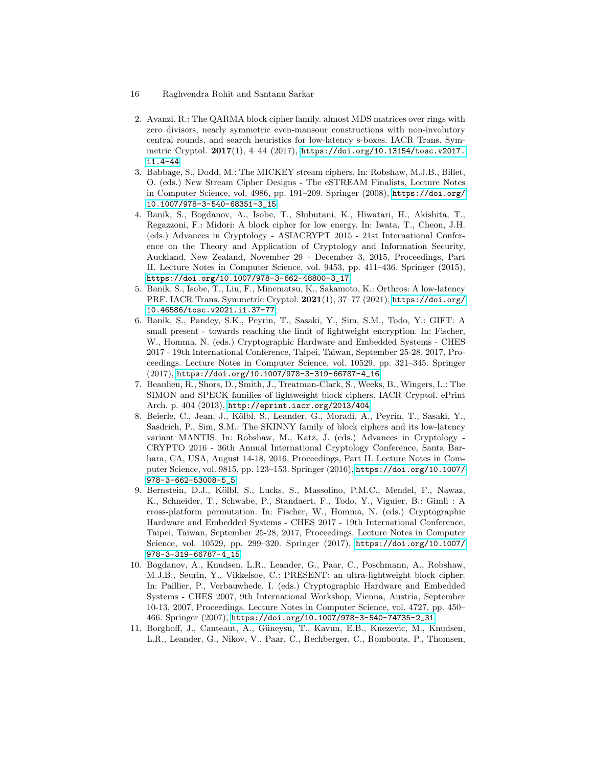2. Avanzi, R.: The QARMA block cipher family. almost MDS matrices over rings with zero divisors, nearly symmetric even-mansour constructions with non-involutory central rounds, and search heuristics for low-latency s-boxes. IACR Trans. Symmetric Cryptol. **2017**(1), 4–44 (2017), https://doi.org/10.13154/tosc.v2017.i1.4-44
3. Babbage, S., Dodd, M.: The MICKEY stream ciphers. In: Robshaw, M.J.B., Billet, O. (eds.) New Stream Cipher Designs - The eSTREAM Finalists, Lecture Notes in Computer Science, vol. 4986, pp. 191–209. Springer (2008), https://doi.org/10.1007/978-3-540-68351-3_15
4. Banik, S., Bogdanov, A., Isobe, T., Shibutani, K., Hiwatari, H., Akishita, T., Regazzoni, F.: Midori: A block cipher for low energy. In: Iwata, T., Cheon, J.H. (eds.) Advances in Cryptology - ASIACRYPT 2015 - 21st International Conference on the Theory and Application of Cryptology and Information Security, Auckland, New Zealand, November 29 - December 3, 2015, Proceedings, Part II. Lecture Notes in Computer Science, vol. 9453, pp. 411–436. Springer (2015), https://doi.org/10.1007/978-3-662-48800-3_17
5. Banik, S., Isobe, T., Liu, F., Minematsu, K., Sakamoto, K.: Orthros: A low-latency PRF. IACR Trans. Symmetric Cryptol. **2021**(1), 37–77 (2021), https://doi.org/10.46586/tosc.v2021.i1.37-77
6. Banik, S., Pandey, S.K., Peyrin, T., Sasaki, Y., Sim, S.M., Todo, Y.: GIFT: A small present - towards reaching the limit of lightweight encryption. In: Fischer, W., Homma, N. (eds.) Cryptographic Hardware and Embedded Systems - CHES 2017 - 19th International Conference, Taipei, Taiwan, September 25-28, 2017, Proceedings. Lecture Notes in Computer Science, vol. 10529, pp. 321–345. Springer (2017), https://doi.org/10.1007/978-3-319-66787-4_16
7. Beaulieu, R., Shors, D., Smith, J., Treatman-Clark, S., Weeks, B., Wingers, L.: The SIMON and SPECK families of lightweight block ciphers. IACR Cryptol. ePrint Arch. p. 404 (2013), http://eprint.iacr.org/2013/404
8. Beierle, C., Jean, J., Kölbl, S., Leander, G., Moradi, A., Peyrin, T., Sasaki, Y., Sasdrich, P., Sim, S.M.: The SKINNY family of block ciphers and its low-latency variant MANTIS. In: Robshaw, M., Katz, J. (eds.) Advances in Cryptology - CRYPTO 2016 - 36th Annual International Cryptology Conference, Santa Barbara, CA, USA, August 14-18, 2016, Proceedings, Part II. Lecture Notes in Computer Science, vol. 9815, pp. 123–153. Springer (2016), https://doi.org/10.1007/978-3-662-53008-5_5
9. Bernstein, D.J., Kölbl, S., Lucks, S., Massolino, P.M.C., Mendel, F., Nawaz, K., Schneider, T., Schwabe, P., Standaert, F., Todo, Y., Viguier, B.: Gimli : A cross-platform permutation. In: Fischer, W., Homma, N. (eds.) Cryptographic Hardware and Embedded Systems - CHES 2017 - 19th International Conference, Taipei, Taiwan, September 25-28, 2017, Proceedings. Lecture Notes in Computer Science, vol. 10529, pp. 299–320. Springer (2017), https://doi.org/10.1007/978-3-319-66787-4_15
10. Bogdanov, A., Knudsen, L.R., Leander, G., Paar, C., Poschmann, A., Robshaw, M.J.B., Seurin, Y., Vikkelsoe, C.: PRESENT: an ultra-lightweight block cipher. In: Paillier, P., Verbauwhede, I. (eds.) Cryptographic Hardware and Embedded Systems - CHES 2007, 9th International Workshop, Vienna, Austria, September 10-13, 2007, Proceedings. Lecture Notes in Computer Science, vol. 4727, pp. 450–466. Springer (2007), https://doi.org/10.1007/978-3-540-74735-2_31
11. Borghoff, J., Canteaut, A., Güneysu, T., Kavun, E.B., Knezevic, M., Knudsen, L.R., Leander, G., Nikov, V., Paar, C., Rechberger, C., Rombouts, P., Thomsen,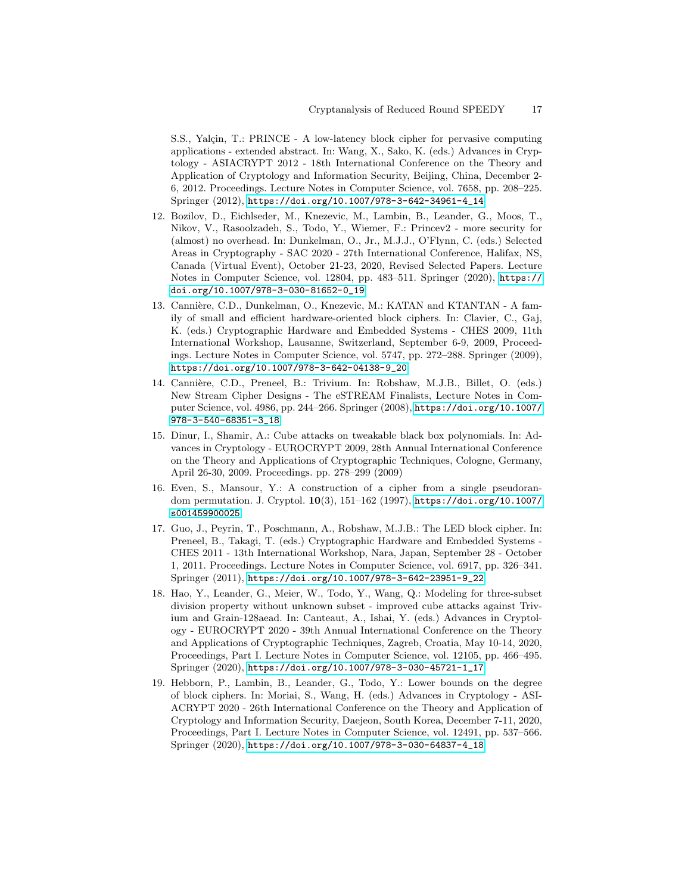S.S., Yalçin, T.: PRINCE - A low-latency block cipher for pervasive computing applications - extended abstract. In: Wang, X., Sako, K. (eds.) Advances in Cryptology - ASIACRYPT 2012 - 18th International Conference on the Theory and Application of Cryptology and Information Security, Beijing, China, December 2-6, 2012. Proceedings. Lecture Notes in Computer Science, vol. 7658, pp. 208–225. Springer (2012), https://doi.org/10.1007/978-3-642-34961-4_14

12. Bozilov, D., Eichlseder, M., Knezevic, M., Lambin, B., Leander, G., Moos, T., Nikov, V., Rasoolzadeh, S., Todo, Y., Wiemer, F.: Princev2 - more security for (almost) no overhead. In: Dunkelman, O., Jr., M.J.J., O'Flynn, C. (eds.) Selected Areas in Cryptography - SAC 2020 - 27th International Conference, Halifax, NS, Canada (Virtual Event), October 21-23, 2020, Revised Selected Papers. Lecture Notes in Computer Science, vol. 12804, pp. 483–511. Springer (2020), https://doi.org/10.1007/978-3-030-81652-0_19
13. Cannière, C.D., Dunkelman, O., Knezevic, M.: KATAN and KTANTAN - A family of small and efficient hardware-oriented block ciphers. In: Clavier, C., Gaj, K. (eds.) Cryptographic Hardware and Embedded Systems - CHES 2009, 11th International Workshop, Lausanne, Switzerland, September 6-9, 2009, Proceedings. Lecture Notes in Computer Science, vol. 5747, pp. 272–288. Springer (2009), https://doi.org/10.1007/978-3-642-04138-9_20
14. Cannière, C.D., Preneel, B.: Trivium. In: Robshaw, M.J.B., Billet, O. (eds.) New Stream Cipher Designs - The eSTREAM Finalists, Lecture Notes in Computer Science, vol. 4986, pp. 244–266. Springer (2008), https://doi.org/10.1007/978-3-540-68351-3_18
15. Dinur, I., Shamir, A.: Cube attacks on tweakable black box polynomials. In: Advances in Cryptology - EUROCRYPT 2009, 28th Annual International Conference on the Theory and Applications of Cryptographic Techniques, Cologne, Germany, April 26-30, 2009. Proceedings. pp. 278–299 (2009)
16. Even, S., Mansour, Y.: A construction of a cipher from a single pseudorandom permutation. J. Cryptol. **10**(3), 151–162 (1997), https://doi.org/10.1007/s001459900025
17. Guo, J., Peyrin, T., Poschmann, A., Robshaw, M.J.B.: The LED block cipher. In: Preneel, B., Takagi, T. (eds.) Cryptographic Hardware and Embedded Systems - CHES 2011 - 13th International Workshop, Nara, Japan, September 28 - October 1, 2011. Proceedings. Lecture Notes in Computer Science, vol. 6917, pp. 326–341. Springer (2011), https://doi.org/10.1007/978-3-642-23951-9_22
18. Hao, Y., Leander, G., Meier, W., Todo, Y., Wang, Q.: Modeling for three-subset division property without unknown subset - improved cube attacks against Trivium and Grain-128aead. In: Canteaut, A., Ishai, Y. (eds.) Advances in Cryptology - EUROCRYPT 2020 - 39th Annual International Conference on the Theory and Applications of Cryptographic Techniques, Zagreb, Croatia, May 10-14, 2020, Proceedings, Part I. Lecture Notes in Computer Science, vol. 12105, pp. 466–495. Springer (2020), https://doi.org/10.1007/978-3-030-45721-1_17
19. Hebborn, P., Lambin, B., Leander, G., Todo, Y.: Lower bounds on the degree of block ciphers. In: Moriai, S., Wang, H. (eds.) Advances in Cryptology - ASIACRYPT 2020 - 26th International Conference on the Theory and Application of Cryptology and Information Security, Daejeon, South Korea, December 7-11, 2020, Proceedings, Part I. Lecture Notes in Computer Science, vol. 12491, pp. 537–566. Springer (2020), https://doi.org/10.1007/978-3-030-64837-4_18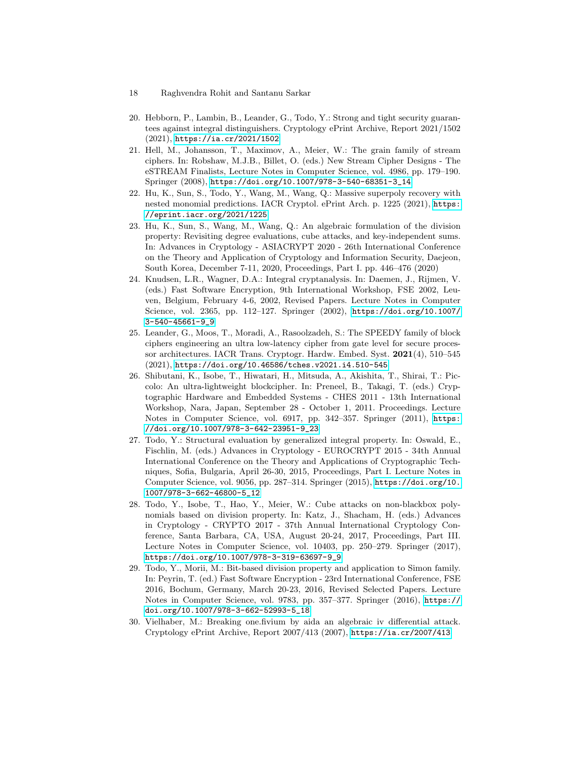20. Hebborn, P., Lambin, B., Leander, G., Todo, Y.: Strong and tight security guarantees against integral distinguishers. Cryptology ePrint Archive, Report 2021/1502 (2021), https://ia.cr/2021/1502
21. Hell, M., Johansson, T., Maximov, A., Meier, W.: The grain family of stream ciphers. In: Robshaw, M.J.B., Billet, O. (eds.) New Stream Cipher Designs - The eSTREAM Finalists, Lecture Notes in Computer Science, vol. 4986, pp. 179–190. Springer (2008), https://doi.org/10.1007/978-3-540-68351-3_14
22. Hu, K., Sun, S., Todo, Y., Wang, M., Wang, Q.: Massive superpoly recovery with nested monomial predictions. IACR Cryptol. ePrint Arch. p. 1225 (2021), https://eprint.iacr.org/2021/1225
23. Hu, K., Sun, S., Wang, M., Wang, Q.: An algebraic formulation of the division property: Revisiting degree evaluations, cube attacks, and key-independent sums. In: Advances in Cryptology - ASIACRYPT 2020 - 26th International Conference on the Theory and Application of Cryptology and Information Security, Daejeon, South Korea, December 7-11, 2020, Proceedings, Part I. pp. 446–476 (2020)
24. Knudsen, L.R., Wagner, D.A.: Integral cryptanalysis. In: Daemen, J., Rijmen, V. (eds.) Fast Software Encryption, 9th International Workshop, FSE 2002, Leuven, Belgium, February 4-6, 2002, Revised Papers. Lecture Notes in Computer Science, vol. 2365, pp. 112–127. Springer (2002), https://doi.org/10.1007/3-540-45661-9_9
25. Leander, G., Moos, T., Moradi, A., Rasoolzadeh, S.: The SPEEDY family of block ciphers engineering an ultra low-latency cipher from gate level for secure processor architectures. IACR Trans. Cryptogr. Hardw. Embed. Syst. **2021**(4), 510–545 (2021), https://doi.org/10.46586/tches.v2021.i4.510-545
26. Shibutani, K., Isobe, T., Hiwatari, H., Mitsuda, A., Akishita, T., Shirai, T.: Piccolo: An ultra-lightweight blockcipher. In: Preneel, B., Takagi, T. (eds.) Cryptographic Hardware and Embedded Systems - CHES 2011 - 13th International Workshop, Nara, Japan, September 28 - October 1, 2011. Proceedings. Lecture Notes in Computer Science, vol. 6917, pp. 342–357. Springer (2011), https://doi.org/10.1007/978-3-642-23951-9_23
27. Todo, Y.: Structural evaluation by generalized integral property. In: Oswald, E., Fischlin, M. (eds.) Advances in Cryptology - EUROCRYPT 2015 - 34th Annual International Conference on the Theory and Applications of Cryptographic Techniques, Sofia, Bulgaria, April 26-30, 2015, Proceedings, Part I. Lecture Notes in Computer Science, vol. 9056, pp. 287–314. Springer (2015), https://doi.org/10.1007/978-3-662-46800-5_12
28. Todo, Y., Isobe, T., Hao, Y., Meier, W.: Cube attacks on non-blackbox polynomials based on division property. In: Katz, J., Shacham, H. (eds.) Advances in Cryptology - CRYPTO 2017 - 37th Annual International Cryptology Conference, Santa Barbara, CA, USA, August 20-24, 2017, Proceedings, Part III. Lecture Notes in Computer Science, vol. 10403, pp. 250–279. Springer (2017), https://doi.org/10.1007/978-3-319-63697-9_9
29. Todo, Y., Morii, M.: Bit-based division property and application to Simon family. In: Peyrin, T. (ed.) Fast Software Encryption - 23rd International Conference, FSE 2016, Bochum, Germany, March 20-23, 2016, Revised Selected Papers. Lecture Notes in Computer Science, vol. 9783, pp. 357–377. Springer (2016), https://doi.org/10.1007/978-3-662-52993-5_18
30. Vielhaber, M.: Breaking one.fivium by aida an algebraic iv differential attack. Cryptology ePrint Archive, Report 2007/413 (2007), https://ia.cr/2007/413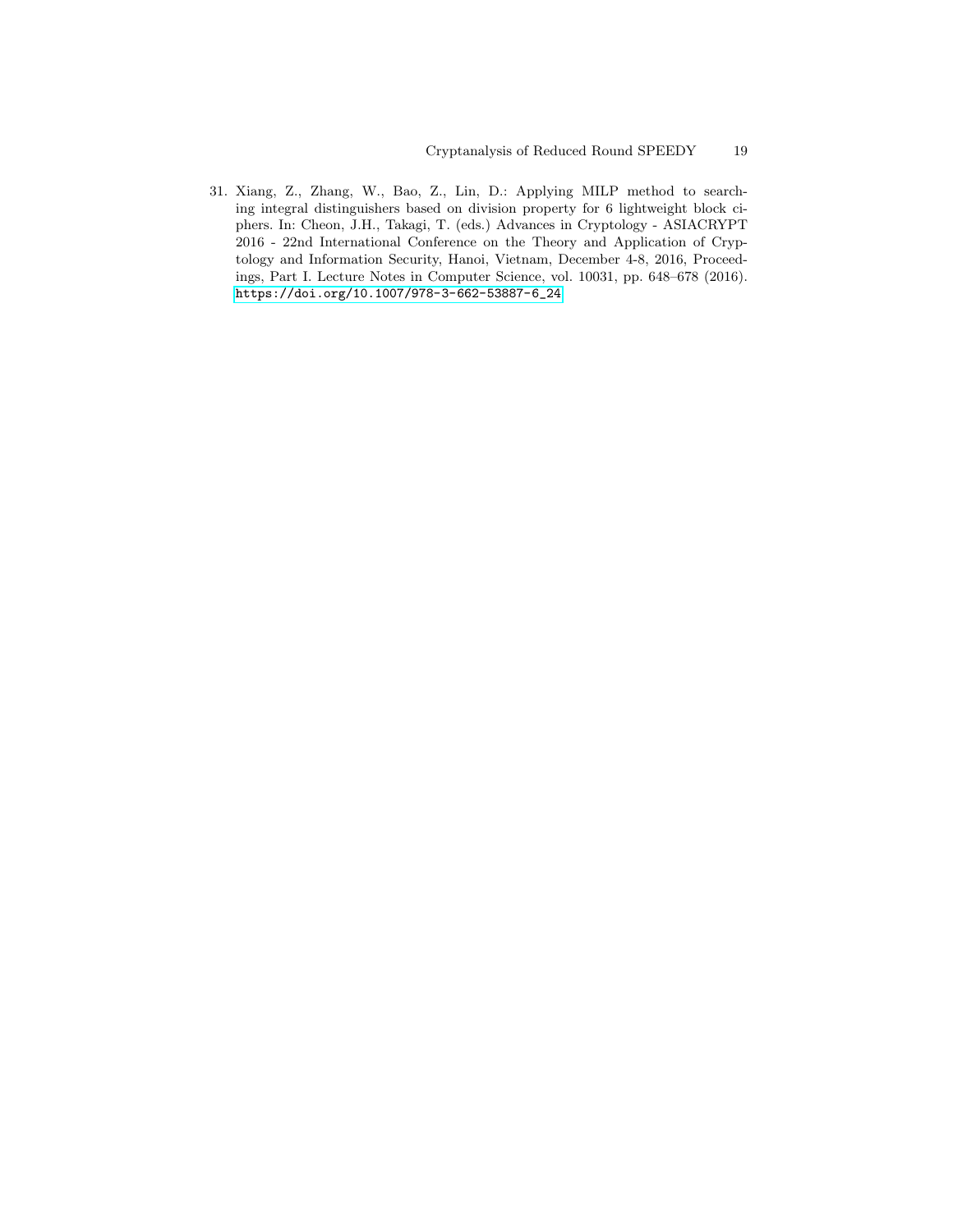31. Xiang, Z., Zhang, W., Bao, Z., Lin, D.: Applying MILP method to searching integral distinguishers based on division property for 6 lightweight block ciphers. In: Cheon, J.H., Takagi, T. (eds.) Advances in Cryptology - ASIACRYPT 2016 - 22nd International Conference on the Theory and Application of Cryptology and Information Security, Hanoi, Vietnam, December 4-8, 2016, Proceedings, Part I. Lecture Notes in Computer Science, vol. 10031, pp. 648–678 (2016). https://doi.org/10.1007/978-3-662-53887-6_24